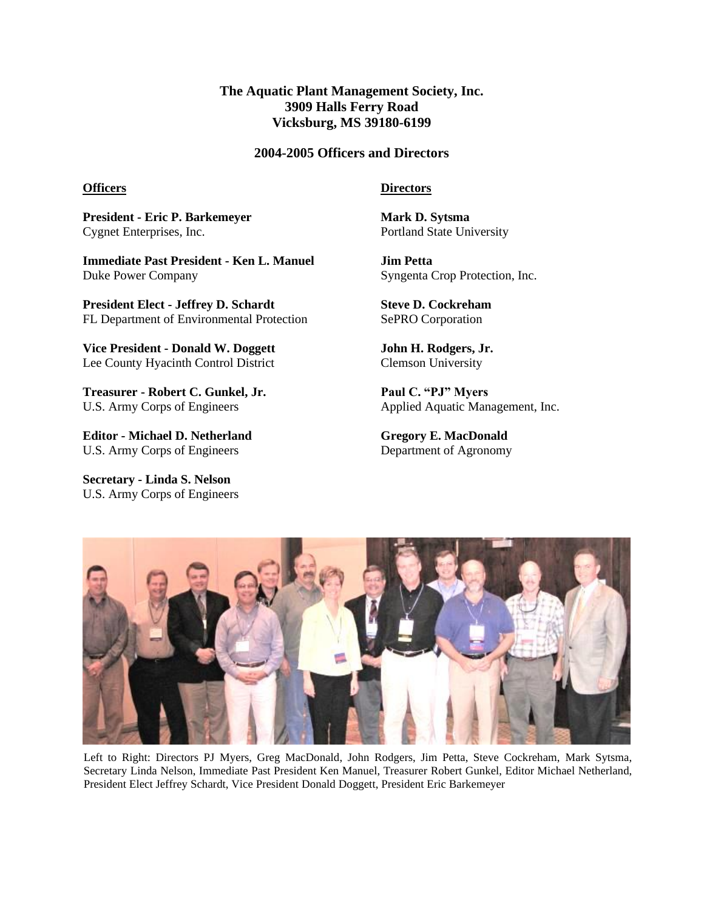**The Aquatic Plant Management Society, Inc.**
**3909 Halls Ferry Road**
**Vicksburg, MS 39180-6199**

## 2004-2005 Officers and Directors

**Officers**

**President - Eric P. Barkemeyer**
Cygnet Enterprises, Inc.

**Immediate Past President - Ken L. Manuel**
Duke Power Company

**President Elect - Jeffrey D. Schardt**
FL Department of Environmental Protection

**Vice President - Donald W. Doggett**
Lee County Hyacinth Control District

**Treasurer - Robert C. Gunkel, Jr.**
U.S. Army Corps of Engineers

**Editor - Michael D. Netherland**
U.S. Army Corps of Engineers

**Secretary - Linda S. Nelson**
U.S. Army Corps of Engineers

**Directors**

**Mark D. Sytsma**
Portland State University

**Jim Petta**
Syngenta Crop Protection, Inc.

**Steve D. Cockreham**
SePRO Corporation

**John H. Rodgers, Jr.**
Clemson University

**Paul C. "PJ" Myers**
Applied Aquatic Management, Inc.

**Gregory E. MacDonald**
Department of Agronomy

Left to Right: Directors PJ Myers, Greg MacDonald, John Rodgers, Jim Petta, Steve Cockreham, Mark Sytsma, Secretary Linda Nelson, Immediate Past President Ken Manuel, Treasurer Robert Gunkel, Editor Michael Netherland, President Elect Jeffrey Schardt, Vice President Donald Doggett, President Eric Barkemeyer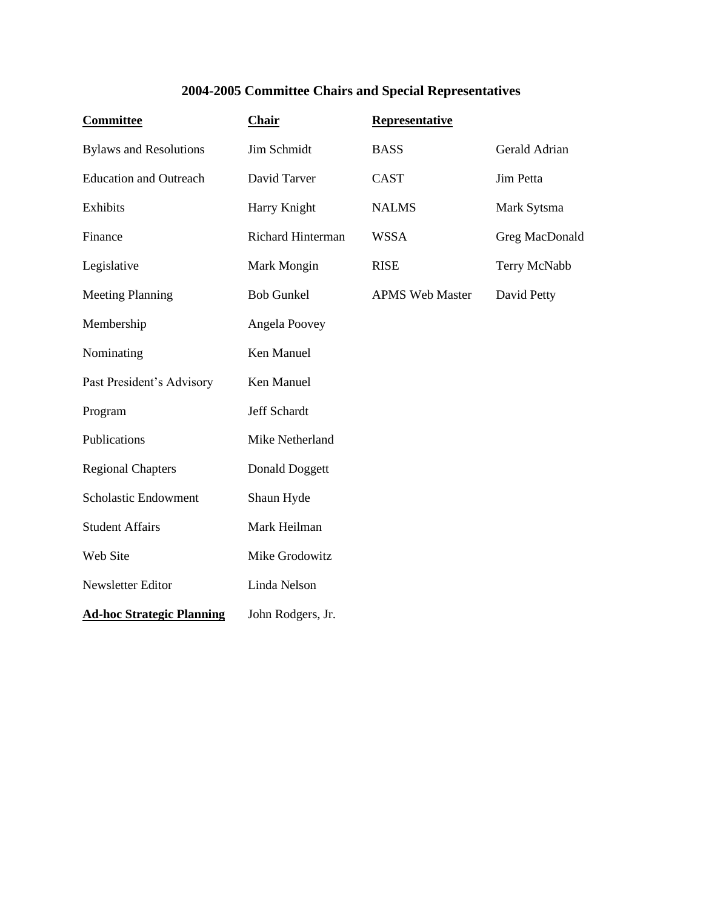## 2004-2005 Committee Chairs and Special Representatives

| Committee | Chair | Representative | |
|---|---|---|---|
| Bylaws and Resolutions | Jim Schmidt | BASS | Gerald Adrian |
| Education and Outreach | David Tarver | CAST | Jim Petta |
| Exhibits | Harry Knight | NALMS | Mark Sytsma |
| Finance | Richard Hinterman | WSSA | Greg MacDonald |
| Legislative | Mark Mongin | RISE | Terry McNabb |
| Meeting Planning | Bob Gunkel | APMS Web Master | David Petty |
| Membership | Angela Poovey | | |
| Nominating | Ken Manuel | | |
| Past President's Advisory | Ken Manuel | | |
| Program | Jeff Schardt | | |
| Publications | Mike Netherland | | |
| Regional Chapters | Donald Doggett | | |
| Scholastic Endowment | Shaun Hyde | | |
| Student Affairs | Mark Heilman | | |
| Web Site | Mike Grodowitz | | |
| Newsletter Editor | Linda Nelson | | |
| **Ad-hoc Strategic Planning** | John Rodgers, Jr. | | |